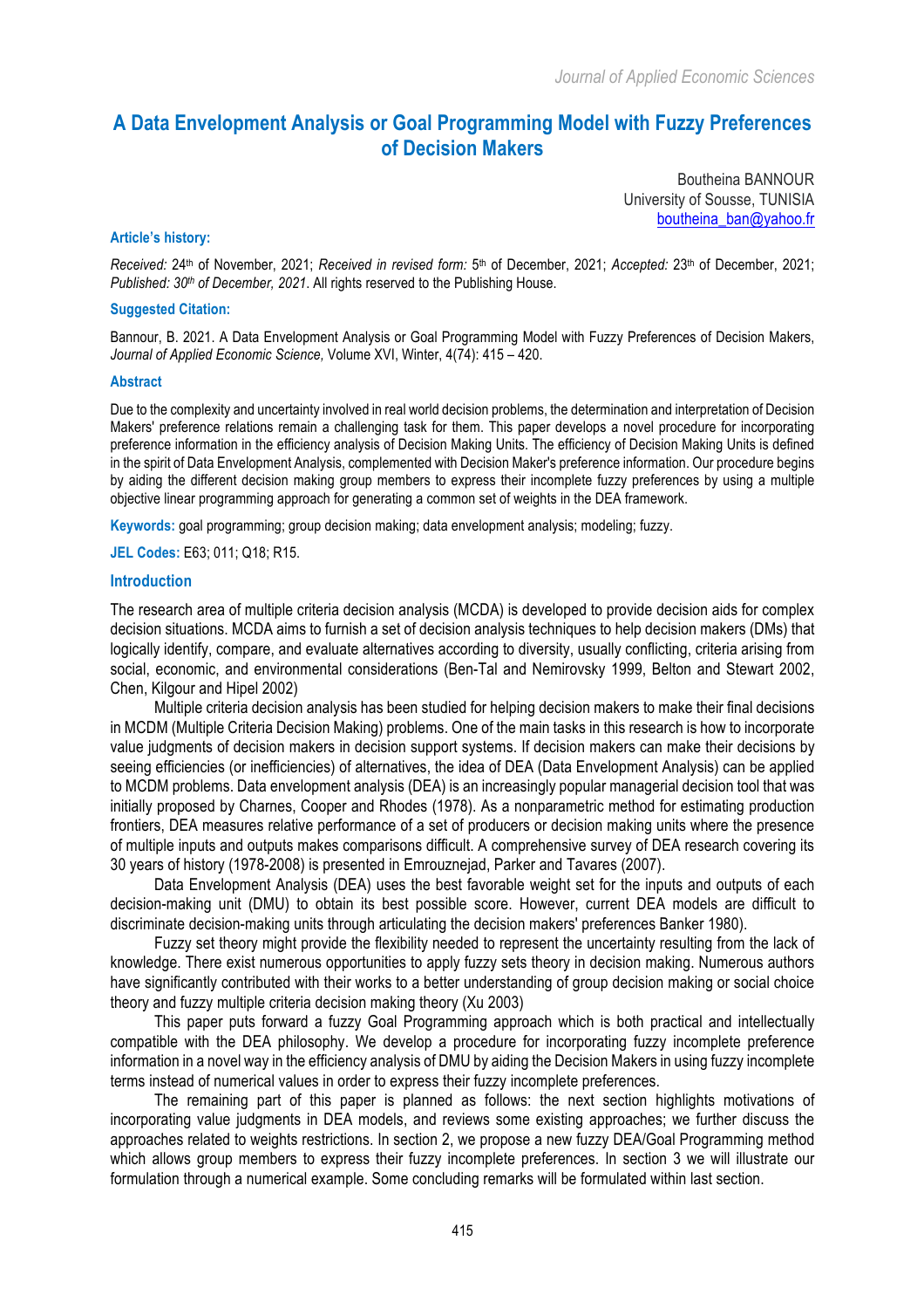# A Data Envelopment Analysis or Goal Programming Model with Fuzzy Preferences of Decision Makers

Boutheina BANNOUR
University of Sousse, TUNISIA
boutheina_ban@yahoo.fr

**Article's history:**

*Received:* 24th of November, 2021; *Received in revised form:* 5th of December, 2021; *Accepted:* 23th of December, 2021; *Published: 30th of December, 2021*. All rights reserved to the Publishing House.

**Suggested Citation:**

Bannour, B. 2021. A Data Envelopment Analysis or Goal Programming Model with Fuzzy Preferences of Decision Makers, *Journal of Applied Economic Science,* Volume XVI, Winter, 4(74): 415 – 420.

**Abstract**

Due to the complexity and uncertainty involved in real world decision problems, the determination and interpretation of Decision Makers' preference relations remain a challenging task for them. This paper develops a novel procedure for incorporating preference information in the efficiency analysis of Decision Making Units. The efficiency of Decision Making Units is defined in the spirit of Data Envelopment Analysis, complemented with Decision Maker's preference information. Our procedure begins by aiding the different decision making group members to express their incomplete fuzzy preferences by using a multiple objective linear programming approach for generating a common set of weights in the DEA framework.

**Keywords:** goal programming; group decision making; data envelopment analysis; modeling; fuzzy.

**JEL Codes:** E63; 011; Q18; R15.

## Introduction

The research area of multiple criteria decision analysis (MCDA) is developed to provide decision aids for complex decision situations. MCDA aims to furnish a set of decision analysis techniques to help decision makers (DMs) that logically identify, compare, and evaluate alternatives according to diversity, usually conflicting, criteria arising from social, economic, and environmental considerations (Ben-Tal and Nemirovsky 1999, Belton and Stewart 2002, Chen, Kilgour and Hipel 2002)

Multiple criteria decision analysis has been studied for helping decision makers to make their final decisions in MCDM (Multiple Criteria Decision Making) problems. One of the main tasks in this research is how to incorporate value judgments of decision makers in decision support systems. If decision makers can make their decisions by seeing efficiencies (or inefficiencies) of alternatives, the idea of DEA (Data Envelopment Analysis) can be applied to MCDM problems. Data envelopment analysis (DEA) is an increasingly popular managerial decision tool that was initially proposed by Charnes, Cooper and Rhodes (1978). As a nonparametric method for estimating production frontiers, DEA measures relative performance of a set of producers or decision making units where the presence of multiple inputs and outputs makes comparisons difficult. A comprehensive survey of DEA research covering its 30 years of history (1978-2008) is presented in Emrouznejad, Parker and Tavares (2007).

Data Envelopment Analysis (DEA) uses the best favorable weight set for the inputs and outputs of each decision-making unit (DMU) to obtain its best possible score. However, current DEA models are difficult to discriminate decision-making units through articulating the decision makers' preferences Banker 1980).

Fuzzy set theory might provide the flexibility needed to represent the uncertainty resulting from the lack of knowledge. There exist numerous opportunities to apply fuzzy sets theory in decision making. Numerous authors have significantly contributed with their works to a better understanding of group decision making or social choice theory and fuzzy multiple criteria decision making theory (Xu 2003)

This paper puts forward a fuzzy Goal Programming approach which is both practical and intellectually compatible with the DEA philosophy. We develop a procedure for incorporating fuzzy incomplete preference information in a novel way in the efficiency analysis of DMU by aiding the Decision Makers in using fuzzy incomplete terms instead of numerical values in order to express their fuzzy incomplete preferences.

The remaining part of this paper is planned as follows: the next section highlights motivations of incorporating value judgments in DEA models, and reviews some existing approaches; we further discuss the approaches related to weights restrictions. In section 2, we propose a new fuzzy DEA/Goal Programming method which allows group members to express their fuzzy incomplete preferences. In section 3 we will illustrate our formulation through a numerical example. Some concluding remarks will be formulated within last section.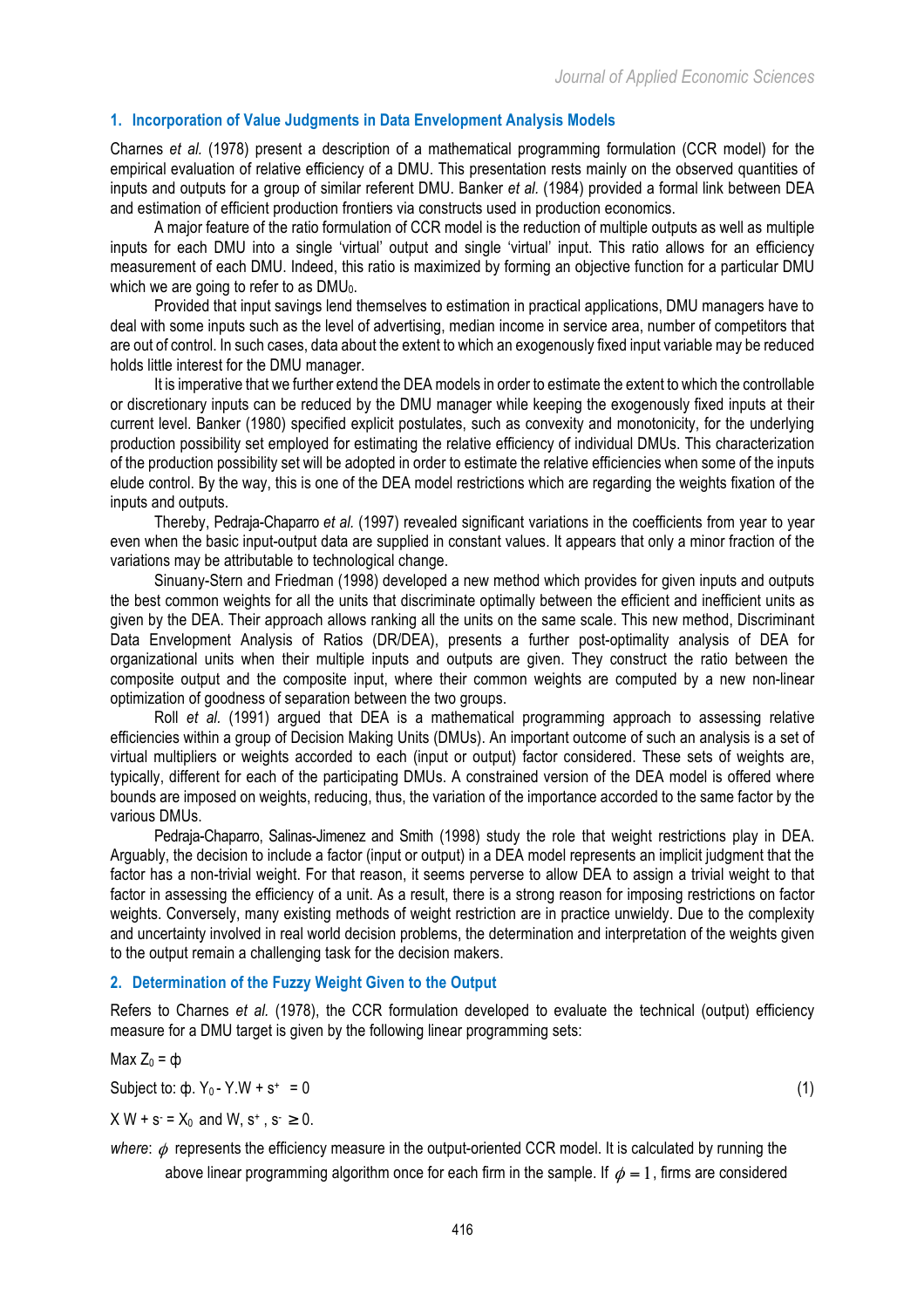## 1. Incorporation of Value Judgments in Data Envelopment Analysis Models

Charnes *et al.* (1978) present a description of a mathematical programming formulation (CCR model) for the empirical evaluation of relative efficiency of a DMU. This presentation rests mainly on the observed quantities of inputs and outputs for a group of similar referent DMU. Banker *et al.* (1984) provided a formal link between DEA and estimation of efficient production frontiers via constructs used in production economics.

A major feature of the ratio formulation of CCR model is the reduction of multiple outputs as well as multiple inputs for each DMU into a single 'virtual' output and single 'virtual' input. This ratio allows for an efficiency measurement of each DMU. Indeed, this ratio is maximized by forming an objective function for a particular DMU which we are going to refer to as $DMU_0$.

Provided that input savings lend themselves to estimation in practical applications, DMU managers have to deal with some inputs such as the level of advertising, median income in service area, number of competitors that are out of control. In such cases, data about the extent to which an exogenously fixed input variable may be reduced holds little interest for the DMU manager.

It is imperative that we further extend the DEA models in order to estimate the extent to which the controllable or discretionary inputs can be reduced by the DMU manager while keeping the exogenously fixed inputs at their current level. Banker (1980) specified explicit postulates, such as convexity and monotonicity, for the underlying production possibility set employed for estimating the relative efficiency of individual DMUs. This characterization of the production possibility set will be adopted in order to estimate the relative efficiencies when some of the inputs elude control. By the way, this is one of the DEA model restrictions which are regarding the weights fixation of the inputs and outputs.

Thereby, Pedraja-Chaparro *et al.* (1997) revealed significant variations in the coefficients from year to year even when the basic input-output data are supplied in constant values. It appears that only a minor fraction of the variations may be attributable to technological change.

Sinuany-Stern and Friedman (1998) developed a new method which provides for given inputs and outputs the best common weights for all the units that discriminate optimally between the efficient and inefficient units as given by the DEA. Their approach allows ranking all the units on the same scale. This new method, Discriminant Data Envelopment Analysis of Ratios (DR/DEA), presents a further post-optimality analysis of DEA for organizational units when their multiple inputs and outputs are given. They construct the ratio between the composite output and the composite input, where their common weights are computed by a new non-linear optimization of goodness of separation between the two groups.

Roll *et al.* (1991) argued that DEA is a mathematical programming approach to assessing relative efficiencies within a group of Decision Making Units (DMUs). An important outcome of such an analysis is a set of virtual multipliers or weights accorded to each (input or output) factor considered. These sets of weights are, typically, different for each of the participating DMUs. A constrained version of the DEA model is offered where bounds are imposed on weights, reducing, thus, the variation of the importance accorded to the same factor by the various DMUs.

Pedraja-Chaparro, Salinas-Jimenez and Smith (1998) study the role that weight restrictions play in DEA. Arguably, the decision to include a factor (input or output) in a DEA model represents an implicit judgment that the factor has a non-trivial weight. For that reason, it seems perverse to allow DEA to assign a trivial weight to that factor in assessing the efficiency of a unit. As a result, there is a strong reason for imposing restrictions on factor weights. Conversely, many existing methods of weight restriction are in practice unwieldy. Due to the complexity and uncertainty involved in real world decision problems, the determination and interpretation of the weights given to the output remain a challenging task for the decision makers.

## 2. Determination of the Fuzzy Weight Given to the Output

Refers to Charnes *et al.* (1978), the CCR formulation developed to evaluate the technical (output) efficiency measure for a DMU target is given by the following linear programming sets:

$$\text{Max } Z_0 = \phi$$

$$\text{Subject to: } \phi . Y_0 - Y.W + s^+ = 0 \tag{1}$$

$$X\,W + s^- = X_0 \text{ and } W, s^+, s^- \geq 0.$$

*where*: $\phi$ represents the efficiency measure in the output-oriented CCR model. It is calculated by running the above linear programming algorithm once for each firm in the sample. If $\phi = 1$, firms are considered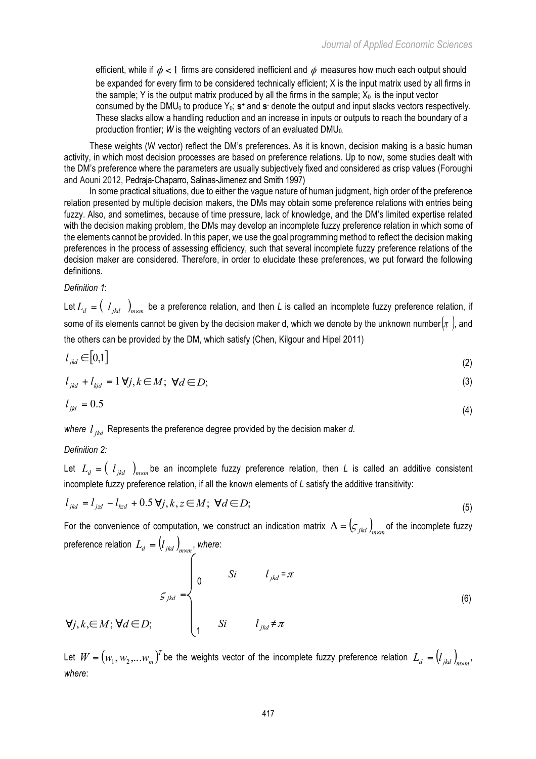efficient, while if $\phi < 1$ firms are considered inefficient and $\phi$ measures how much each output should be expanded for every firm to be considered technically efficient; X is the input matrix used by all firms in the sample; Y is the output matrix produced by all the firms in the sample; $X_0$ is the input vector consumed by the $DMU_0$ to produce $Y_0$; $\mathbf{s}^+$ and $\mathbf{s}^-$ denote the output and input slacks vectors respectively. These slacks allow a handling reduction and an increase in inputs or outputs to reach the boundary of a production frontier; *W* is the weighting vectors of an evaluated $DMU_0$.

These weights (W vector) reflect the DM's preferences. As it is known, decision making is a basic human activity, in which most decision processes are based on preference relations. Up to now, some studies dealt with the DM's preference where the parameters are usually subjectively fixed and considered as crisp values (Foroughi and Aouni 2012, Pedraja-Chaparro, Salinas-Jimenez and Smith 1997)

In some practical situations, due to either the vague nature of human judgment, high order of the preference relation presented by multiple decision makers, the DMs may obtain some preference relations with entries being fuzzy. Also, and sometimes, because of time pressure, lack of knowledge, and the DM's limited expertise related with the decision making problem, the DMs may develop an incomplete fuzzy preference relation in which some of the elements cannot be provided. In this paper, we use the goal programming method to reflect the decision making preferences in the process of assessing efficiency, such that several incomplete fuzzy preference relations of the decision maker are considered. Therefore, in order to elucidate these preferences, we put forward the following definitions.

*Definition 1*:

Let $L_d = \left( l_{jkd} \right)_{m \times m}$ be a preference relation, and then *L* is called an incomplete fuzzy preference relation, if some of its elements cannot be given by the decision maker d, which we denote by the unknown number $(\pi)$, and the others can be provided by the DM, which satisfy (Chen, Kilgour and Hipel 2011)

$$l_{jkd} \in [0,1] \tag{2}$$

$$l_{jkd} + l_{kjd} = 1 \, \forall j,k \in M; \ \forall d \in D; \tag{3}$$

$$l_{jjd} = 0.5 \tag{4}$$

*where* $l_{jkd}$ *Represents the preference degree provided by the decision maker d.*

*Definition 2:*

Let $L_d = \left( l_{jkd} \right)_{m \times m}$ be an incomplete fuzzy preference relation, then *L* is called an additive consistent incomplete fuzzy preference relation, if all the known elements of *L* satisfy the additive transitivity:

$$l_{jkd} = l_{jzd} - l_{kzd} + 0.5 \, \forall j,k,z \in M; \ \forall d \in D; \tag{5}$$

For the convenience of computation, we construct an indication matrix $\Delta = \left( \varsigma_{jkd} \right)_{m \times m}$ of the incomplete fuzzy preference relation $L_d = \left( l_{jkd} \right)_{m \times m}$, *where*:

$$\varsigma_{jkd} = \begin{cases} 0 & Si \quad l_{jkd} = \pi \\ 1 & Si \quad l_{jkd} \neq \pi \end{cases} \qquad \forall j,k, \in M; \forall d \in D; \tag{6}$$

Let $W = \left( w_1, w_2, \ldots w_m \right)^T$ be the weights vector of the incomplete fuzzy preference relation $L_d = \left( l_{jkd} \right)_{m \times m}$, *where*: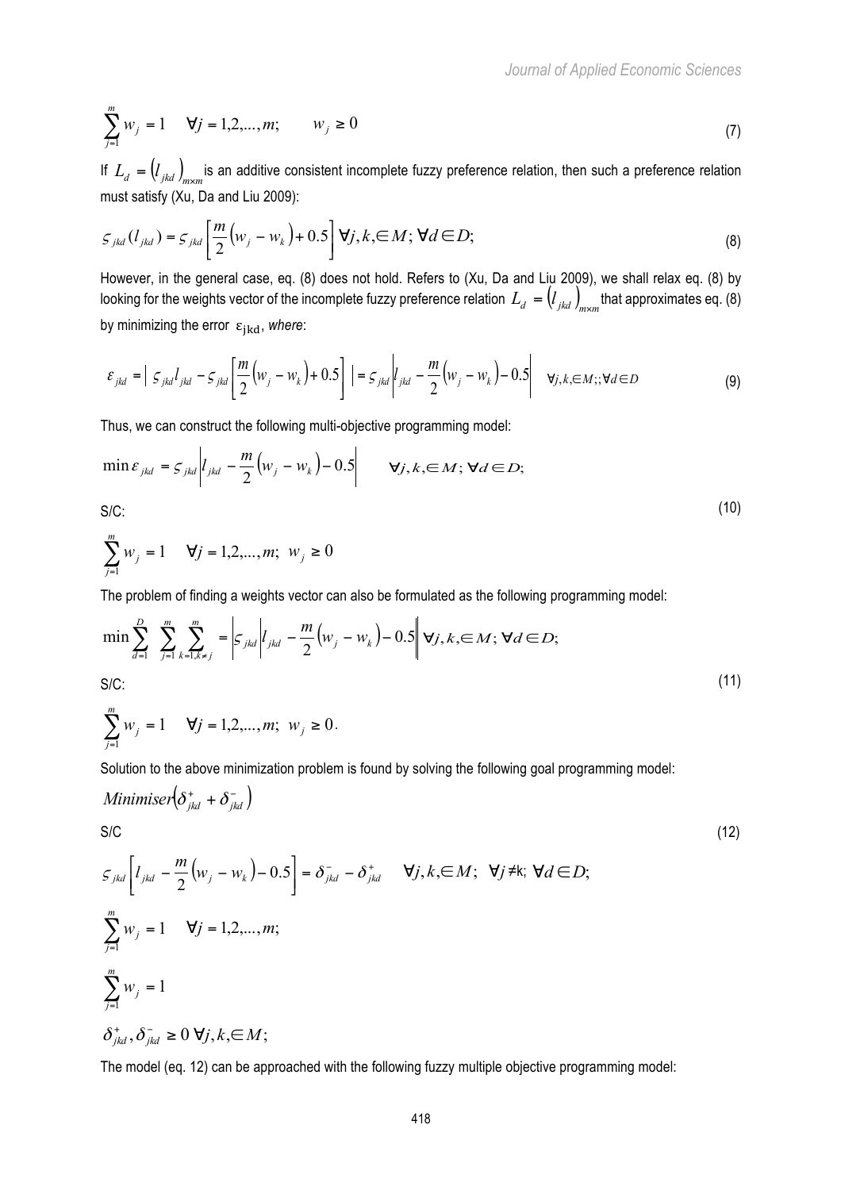$$\sum_{j=1}^{m} w_j = 1 \quad \forall j = 1,2,...,m; \qquad w_j \geq 0 \tag{7}$$

If $L_d = \left(l_{jkd}\right)_{m\times m}$ is an additive consistent incomplete fuzzy preference relation, then such a preference relation must satisfy (Xu, Da and Liu 2009):

$$\varsigma_{jkd}(l_{jkd}) = \varsigma_{jkd}\left[\frac{m}{2}\left(w_j - w_k\right) + 0.5\right] \forall j,k,\in M; \forall d \in D; \tag{8}$$

However, in the general case, eq. (8) does not hold. Refers to (Xu, Da and Liu 2009), we shall relax eq. (8) by looking for the weights vector of the incomplete fuzzy preference relation $L_d = \left(l_{jkd}\right)_{m\times m}$ that approximates eq. (8) by minimizing the error $\varepsilon_{jkd}$, *where*:

$$\varepsilon_{jkd} = \left| \, \varsigma_{jkd} l_{jkd} - \varsigma_{jkd}\left[\frac{m}{2}\left(w_j - w_k\right) + 0.5\right] \right| = \varsigma_{jkd}\left| l_{jkd} - \frac{m}{2}\left(w_j - w_k\right) - 0.5 \right| \quad \forall j,k,\in M;; \forall d \in D \tag{9}$$

Thus, we can construct the following multi-objective programming model:

$$\min \varepsilon_{jkd} = \varsigma_{jkd}\left| l_{jkd} - \frac{m}{2}\left(w_j - w_k\right) - 0.5 \right| \qquad \forall j,k,\in M; \forall d \in D;$$

S/C: (10)

$$\sum_{j=1}^{m} w_j = 1 \quad \forall j = 1,2,...,m; \; w_j \geq 0$$

The problem of finding a weights vector can also be formulated as the following programming model:

$$\min \sum_{d=1}^{D} \sum_{j=1}^{m} \sum_{k=1,k\neq j}^{m} = \left| \varsigma_{jkd}\left| l_{jkd} - \frac{m}{2}\left(w_j - w_k\right) - 0.5 \right| \right| \forall j,k,\in M; \forall d \in D;$$

S/C: (11)

$$\sum_{j=1}^{m} w_j = 1 \quad \forall j = 1,2,...,m; \; w_j \geq 0.$$

Solution to the above minimization problem is found by solving the following goal programming model:

$$Minimiser\left(\delta_{jkd}^{+} + \delta_{jkd}^{-}\right)$$

S/C (12)

$$\varsigma_{jkd}\left[l_{jkd} - \frac{m}{2}\left(w_j - w_k\right) - 0.5\right] = \delta_{jkd}^{-} - \delta_{jkd}^{+} \quad \forall j,k,\in M; \; \forall j \neq k; \; \forall d \in D;$$

$$\sum_{j=1}^{m} w_j = 1 \quad \forall j = 1,2,...,m;$$

$$\sum_{j=1}^{m} w_j = 1$$

$$\delta_{jkd}^{+}, \delta_{jkd}^{-} \geq 0 \; \forall j,k,\in M;$$

The model (eq. 12) can be approached with the following fuzzy multiple objective programming model: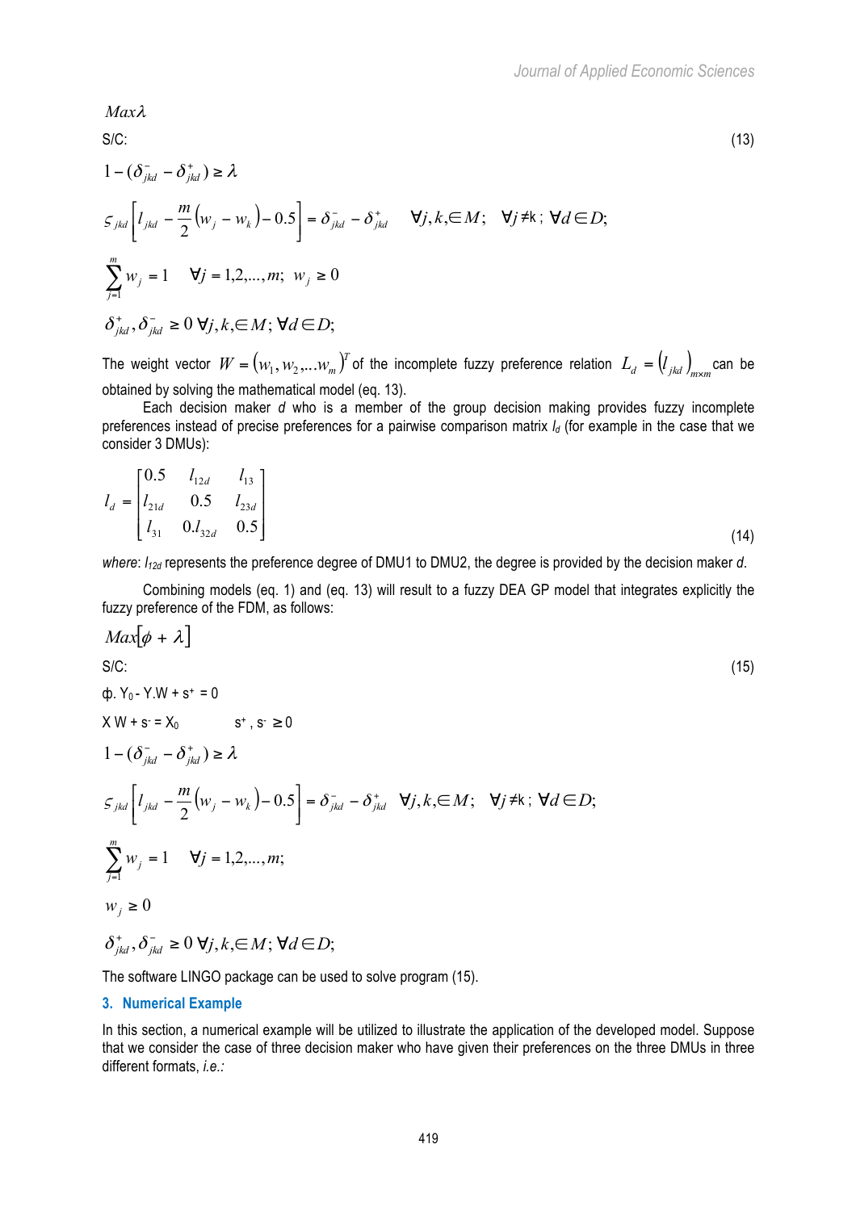$$Max\lambda$$

S/C: (13)

$$1-(\delta_{jkd}^{-}-\delta_{jkd}^{+})\geq\lambda$$

$$\varsigma_{jkd}\left[l_{jkd}-\frac{m}{2}\left(w_j-w_k\right)-0.5\right]=\delta_{jkd}^{-}-\delta_{jkd}^{+}\quad\forall j,k,\in M;\quad\forall j\neq k;\ \forall d\in D;$$

$$\sum_{j=1}^{m}w_j=1\quad\forall j=1,2,...,m;\ w_j\geq 0$$

$$\delta_{jkd}^{+},\delta_{jkd}^{-}\geq 0\ \forall j,k,\in M;\forall d\in D;$$

The weight vector $W=\left(w_1,w_2,...w_m\right)^T$ of the incomplete fuzzy preference relation $L_d=\left(l_{jkd}\right)_{m\times m}$ can be obtained by solving the mathematical model (eq. 13).

Each decision maker *d* who is a member of the group decision making provides fuzzy incomplete preferences instead of precise preferences for a pairwise comparison matrix $l_d$ (for example in the case that we consider 3 DMUs):

$$l_d=\begin{bmatrix}0.5 & l_{12d} & l_{13}\\ l_{21d} & 0.5 & l_{23d}\\ l_{31} & 0.l_{32d} & 0.5\end{bmatrix}\tag{14}$$

*where*: $l_{12d}$ represents the preference degree of DMU1 to DMU2, the degree is provided by the decision maker *d*.

Combining models (eq. 1) and (eq. 13) will result to a fuzzy DEA GP model that integrates explicitly the fuzzy preference of the FDM, as follows:

$$Max\left[\phi+\lambda\right]$$

S/C: (15)

$\phi.\ Y_0 - Y.W + s^{+} = 0$

$X\ W + s^{-} = X_0 \qquad s^{+},\ s^{-}\geq 0$

$$1-(\delta_{jkd}^{-}-\delta_{jkd}^{+})\geq\lambda$$

$$\varsigma_{jkd}\left[l_{jkd}-\frac{m}{2}\left(w_j-w_k\right)-0.5\right]=\delta_{jkd}^{-}-\delta_{jkd}^{+}\quad\forall j,k,\in M;\quad\forall j\neq k;\ \forall d\in D;$$

$$\sum_{j=1}^{m}w_j=1\quad\forall j=1,2,...,m;$$

$$w_j\geq 0$$

$$\delta_{jkd}^{+},\delta_{jkd}^{-}\geq 0\ \forall j,k,\in M;\forall d\in D;$$

The software LINGO package can be used to solve program (15).

## 3. Numerical Example

In this section, a numerical example will be utilized to illustrate the application of the developed model. Suppose that we consider the case of three decision maker who have given their preferences on the three DMUs in three different formats, *i.e.*: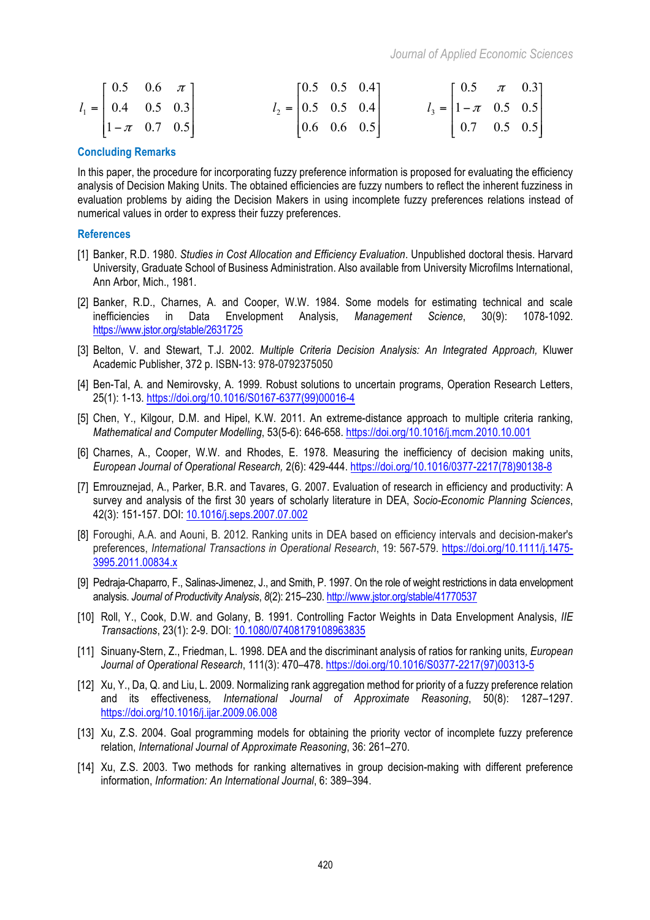$$l_1 = \begin{bmatrix} 0.5 & 0.6 & \pi \\ 0.4 & 0.5 & 0.3 \\ 1-\pi & 0.7 & 0.5 \end{bmatrix} \qquad l_2 = \begin{bmatrix} 0.5 & 0.5 & 0.4 \\ 0.5 & 0.5 & 0.4 \\ 0.6 & 0.6 & 0.5 \end{bmatrix} \qquad l_3 = \begin{bmatrix} 0.5 & \pi & 0.3 \\ 1-\pi & 0.5 & 0.5 \\ 0.7 & 0.5 & 0.5 \end{bmatrix}$$

## Concluding Remarks

In this paper, the procedure for incorporating fuzzy preference information is proposed for evaluating the efficiency analysis of Decision Making Units. The obtained efficiencies are fuzzy numbers to reflect the inherent fuzziness in evaluation problems by aiding the Decision Makers in using incomplete fuzzy preferences relations instead of numerical values in order to express their fuzzy preferences.

## References

[1] Banker, R.D. 1980. *Studies in Cost Allocation and Efficiency Evaluation*. Unpublished doctoral thesis. Harvard University, Graduate School of Business Administration. Also available from University Microfilms International, Ann Arbor, Mich., 1981.

[2] Banker, R.D., Charnes, A. and Cooper, W.W. 1984. Some models for estimating technical and scale inefficiencies in Data Envelopment Analysis, *Management Science*, 30(9): 1078-1092. https://www.jstor.org/stable/2631725

[3] Belton, V. and Stewart, T.J. 2002. *Multiple Criteria Decision Analysis: An Integrated Approach,* Kluwer Academic Publisher, 372 p. ISBN-13: 978-0792375050

[4] Ben-Tal, A. and Nemirovsky, A. 1999. Robust solutions to uncertain programs, Operation Research Letters, 25(1): 1-13. https://doi.org/10.1016/S0167-6377(99)00016-4

[5] Chen, Y., Kilgour, D.M. and Hipel, K.W. 2011. An extreme-distance approach to multiple criteria ranking, *Mathematical and Computer Modelling*, 53(5-6): 646-658. https://doi.org/10.1016/j.mcm.2010.10.001

[6] Charnes, A., Cooper, W.W. and Rhodes, E. 1978. Measuring the inefficiency of decision making units, *European Journal of Operational Research,* 2(6): 429-444. https://doi.org/10.1016/0377-2217(78)90138-8

[7] Emrouznejad, A., Parker, B.R. and Tavares, G. 2007. Evaluation of research in efficiency and productivity: A survey and analysis of the first 30 years of scholarly literature in DEA, *Socio-Economic Planning Sciences*, 42(3): 151-157. DOI: 10.1016/j.seps.2007.07.002

[8] Foroughi, A.A. and Aouni, B. 2012. Ranking units in DEA based on efficiency intervals and decision-maker's preferences, *International Transactions in Operational Research*, 19: 567-579. https://doi.org/10.1111/j.1475-3995.2011.00834.x

[9] Pedraja-Chaparro, F., Salinas-Jimenez, J., and Smith, P. 1997. On the role of weight restrictions in data envelopment analysis. *Journal of Productivity Analysis*, *8*(2): 215–230. http://www.jstor.org/stable/41770537

[10] Roll, Y., Cook, D.W. and Golany, B. 1991. Controlling Factor Weights in Data Envelopment Analysis, *IIE Transactions*, 23(1): 2-9. DOI: 10.1080/07408179108963835

[11] Sinuany-Stern, Z., Friedman, L. 1998. DEA and the discriminant analysis of ratios for ranking units, *European Journal of Operational Research*, 111(3): 470–478. https://doi.org/10.1016/S0377-2217(97)00313-5

[12] Xu, Y., Da, Q. and Liu, L. 2009. Normalizing rank aggregation method for priority of a fuzzy preference relation and its effectiveness, *International Journal of Approximate Reasoning*, 50(8): 1287–1297. https://doi.org/10.1016/j.ijar.2009.06.008

[13] Xu, Z.S. 2004. Goal programming models for obtaining the priority vector of incomplete fuzzy preference relation, *International Journal of Approximate Reasoning*, 36: 261–270.

[14] Xu, Z.S. 2003. Two methods for ranking alternatives in group decision-making with different preference information, *Information: An International Journal*, 6: 389–394.